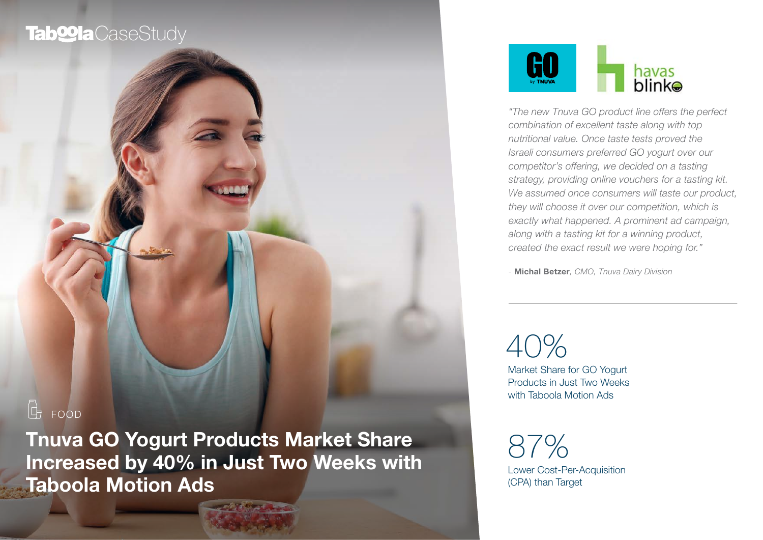Taboola CaseStudy

FOOD

# Tnuva GO Yogurt Products Market Share Increased by 40% in Just Two Weeks with Taboola Motion Ads

GO by TNUVA | havas blink

*"The new Tnuva GO product line offers the perfect combination of excellent taste along with top nutritional value. Once taste tests proved the Israeli consumers preferred GO yogurt over our competitor's offering, we decided on a tasting strategy, providing online vouchers for a tasting kit. We assumed once consumers will taste our product, they will choose it over our competition, which is exactly what happened. A prominent ad campaign, along with a tasting kit for a winning product, created the exact result we were hoping for."*

\- **Michal Betzer**, *CMO, Tnuva Dairy Division*

---

## 40%

Market Share for GO Yogurt Products in Just Two Weeks with Taboola Motion Ads

## 87%

Lower Cost-Per-Acquisition (CPA) than Target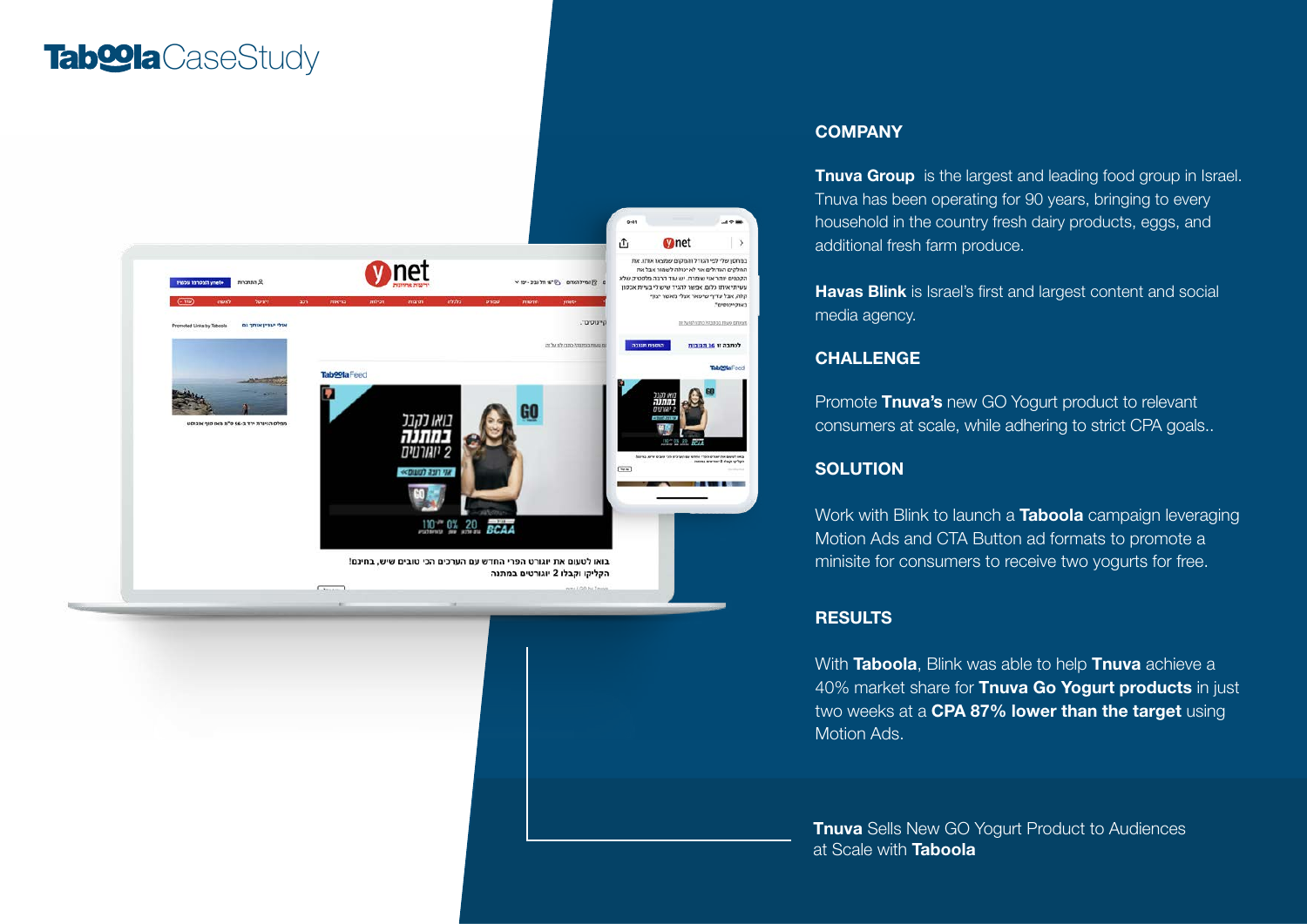# Taboola CaseStudy

## COMPANY

**Tnuva Group** is the largest and leading food group in Israel. Tnuva has been operating for 90 years, bringing to every household in the country fresh dairy products, eggs, and additional fresh farm produce.

**Havas Blink** is Israel's first and largest content and social media agency.

## CHALLENGE

Promote **Tnuva's** new GO Yogurt product to relevant consumers at scale, while adhering to strict CPA goals..

## SOLUTION

Work with Blink to launch a **Taboola** campaign leveraging Motion Ads and CTA Button ad formats to promote a minisite for consumers to receive two yogurts for free.

## RESULTS

With **Taboola**, Blink was able to help **Tnuva** achieve a 40% market share for **Tnuva Go Yogurt products** in just two weeks at a **CPA 87% lower than the target** using Motion Ads.

**Tnuva** Sells New GO Yogurt Product to Audiences at Scale with **Taboola**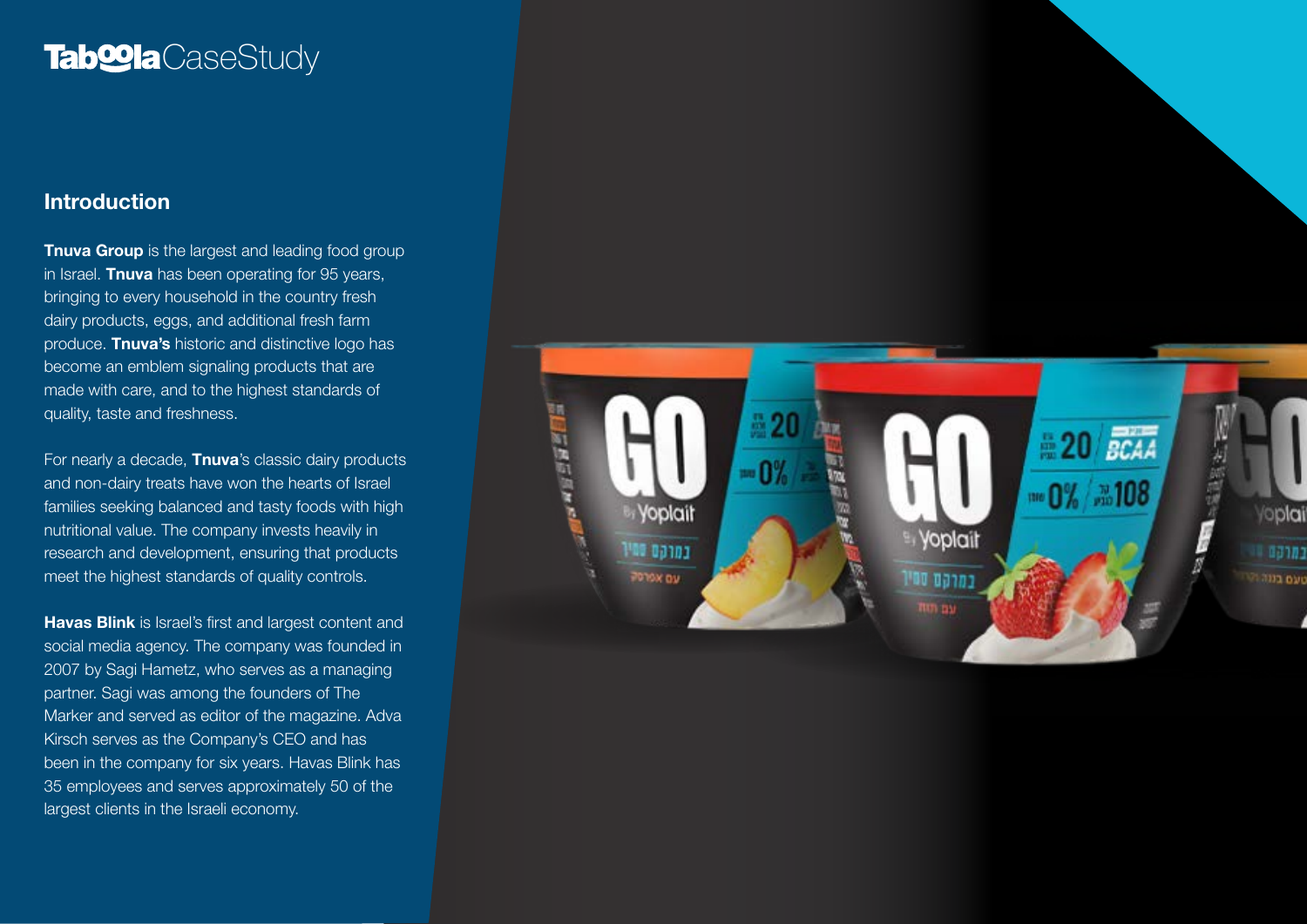# TaboolaCaseStudy

## Introduction

**Tnuva Group** is the largest and leading food group in Israel. **Tnuva** has been operating for 95 years, bringing to every household in the country fresh dairy products, eggs, and additional fresh farm produce. **Tnuva's** historic and distinctive logo has become an emblem signaling products that are made with care, and to the highest standards of quality, taste and freshness.

For nearly a decade, **Tnuva**'s classic dairy products and non-dairy treats have won the hearts of Israel families seeking balanced and tasty foods with high nutritional value. The company invests heavily in research and development, ensuring that products meet the highest standards of quality controls.

**Havas Blink** is Israel's first and largest content and social media agency. The company was founded in 2007 by Sagi Hametz, who serves as a managing partner. Sagi was among the founders of The Marker and served as editor of the magazine. Adva Kirsch serves as the Company's CEO and has been in the company for six years. Havas Blink has 35 employees and serves approximately 50 of the largest clients in the Israeli economy.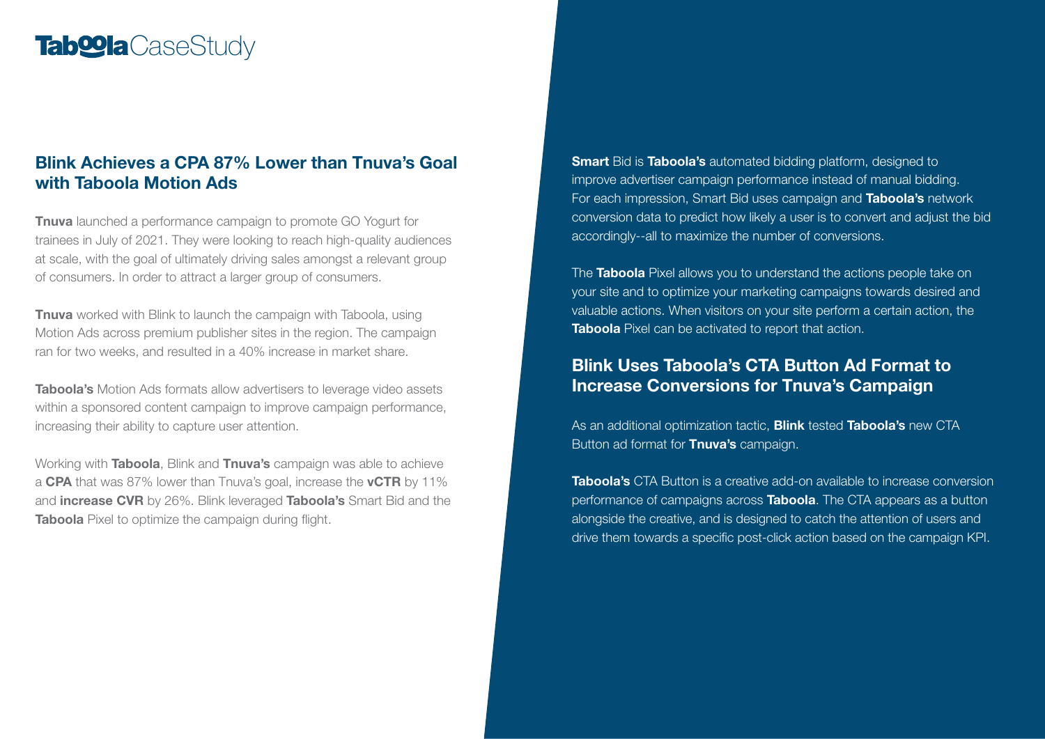# **Taboola**CaseStudy

## Blink Achieves a CPA 87% Lower than Tnuva's Goal with Taboola Motion Ads

**Tnuva** launched a performance campaign to promote GO Yogurt for trainees in July of 2021. They were looking to reach high-quality audiences at scale, with the goal of ultimately driving sales amongst a relevant group of consumers. In order to attract a larger group of consumers.

**Tnuva** worked with Blink to launch the campaign with Taboola, using Motion Ads across premium publisher sites in the region. The campaign ran for two weeks, and resulted in a 40% increase in market share.

**Taboola's** Motion Ads formats allow advertisers to leverage video assets within a sponsored content campaign to improve campaign performance, increasing their ability to capture user attention.

Working with **Taboola**, Blink and **Tnuva's** campaign was able to achieve a **CPA** that was 87% lower than Tnuva's goal, increase the **vCTR** by 11% and **increase CVR** by 26%. Blink leveraged **Taboola's** Smart Bid and the **Taboola** Pixel to optimize the campaign during flight.

**Smart** Bid is **Taboola's** automated bidding platform, designed to improve advertiser campaign performance instead of manual bidding. For each impression, Smart Bid uses campaign and **Taboola's** network conversion data to predict how likely a user is to convert and adjust the bid accordingly--all to maximize the number of conversions.

The **Taboola** Pixel allows you to understand the actions people take on your site and to optimize your marketing campaigns towards desired and valuable actions. When visitors on your site perform a certain action, the **Taboola** Pixel can be activated to report that action.

## Blink Uses Taboola's CTA Button Ad Format to Increase Conversions for Tnuva's Campaign

As an additional optimization tactic, **Blink** tested **Taboola's** new CTA Button ad format for **Tnuva's** campaign.

**Taboola's** CTA Button is a creative add-on available to increase conversion performance of campaigns across **Taboola**. The CTA appears as a button alongside the creative, and is designed to catch the attention of users and drive them towards a specific post-click action based on the campaign KPI.